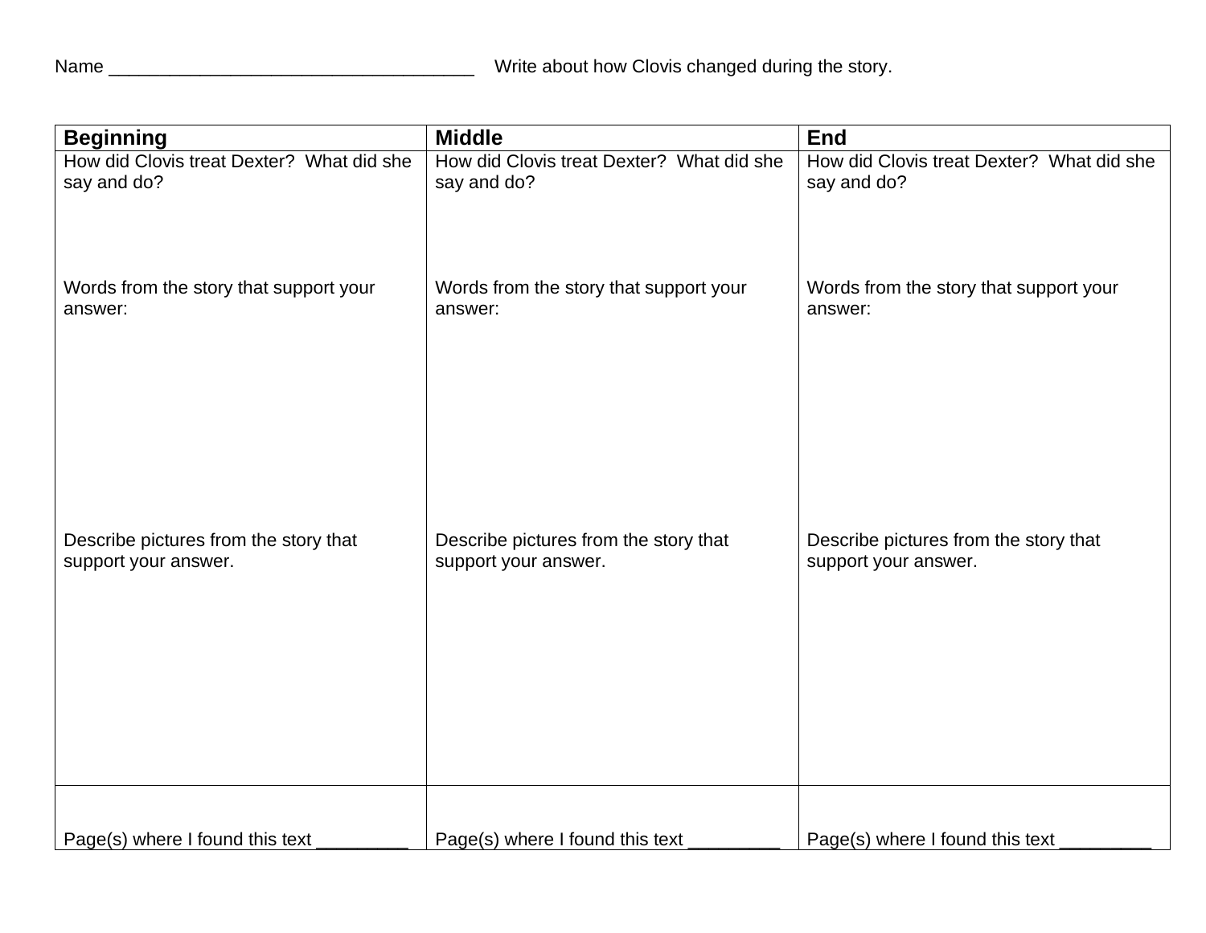Name _____________________________________ Write about how Clovis changed during the story.

| Beginning | Middle | End |
|---|---|---|
| How did Clovis treat Dexter? What did she say and do? | How did Clovis treat Dexter? What did she say and do? | How did Clovis treat Dexter? What did she say and do? |
| Words from the story that support your answer: | Words from the story that support your answer: | Words from the story that support your answer: |
| Describe pictures from the story that support your answer. | Describe pictures from the story that support your answer. | Describe pictures from the story that support your answer. |
| Page(s) where I found this text _________ | Page(s) where I found this text _________ | Page(s) where I found this text _________ |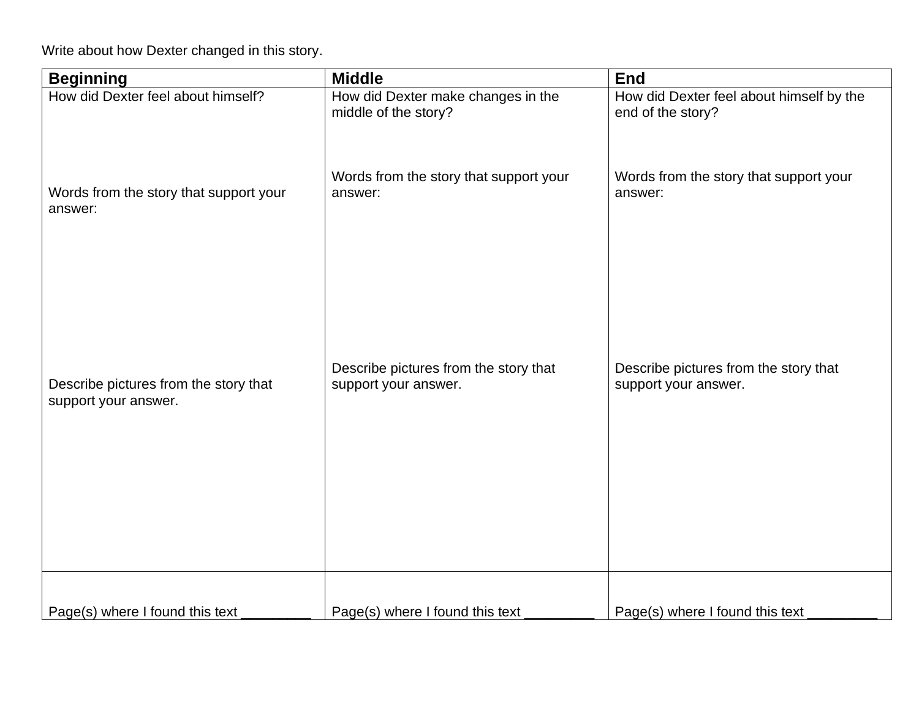Write about how Dexter changed in this story.

| Beginning | Middle | End |
| --- | --- | --- |
| How did Dexter feel about himself?<br><br>Words from the story that support your answer:<br><br>Describe pictures from the story that support your answer. | How did Dexter make changes in the middle of the story?<br><br>Words from the story that support your answer:<br><br>Describe pictures from the story that support your answer. | How did Dexter feel about himself by the end of the story?<br><br>Words from the story that support your answer:<br><br>Describe pictures from the story that support your answer. |
| Page(s) where I found this text _________ | Page(s) where I found this text _________ | Page(s) where I found this text _________ |